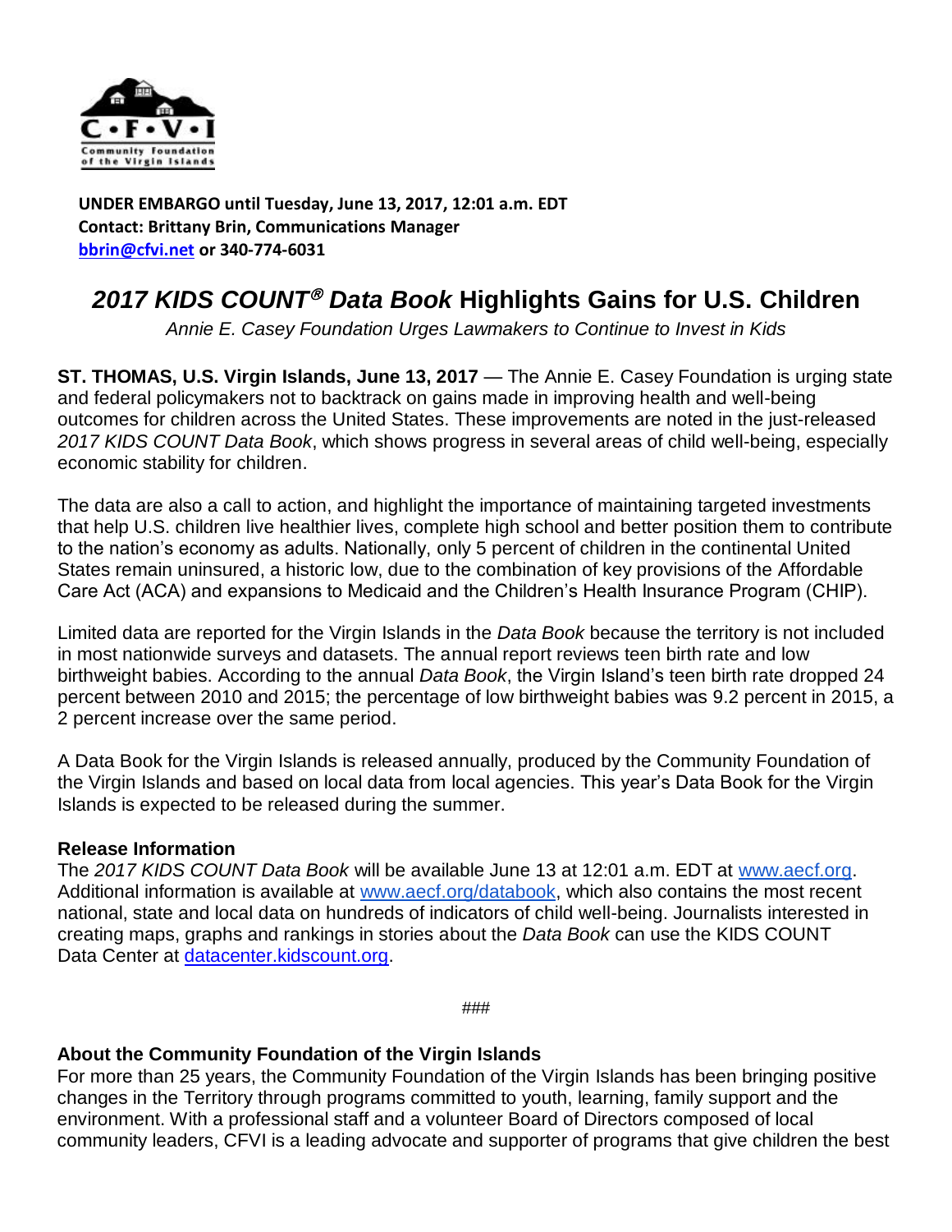**UNDER EMBARGO until Tuesday, June 13, 2017, 12:01 a.m. EDT**
**Contact: Brittany Brin, Communications Manager**
**bbrin@cfvi.net or 340-774-6031**

# *2017 KIDS COUNT® Data Book* Highlights Gains for U.S. Children

*Annie E. Casey Foundation Urges Lawmakers to Continue to Invest in Kids*

**ST. THOMAS, U.S. Virgin Islands, June 13, 2017** — The Annie E. Casey Foundation is urging state and federal policymakers not to backtrack on gains made in improving health and well-being outcomes for children across the United States. These improvements are noted in the just-released *2017 KIDS COUNT Data Book*, which shows progress in several areas of child well-being, especially economic stability for children.

The data are also a call to action, and highlight the importance of maintaining targeted investments that help U.S. children live healthier lives, complete high school and better position them to contribute to the nation's economy as adults. Nationally, only 5 percent of children in the continental United States remain uninsured, a historic low, due to the combination of key provisions of the Affordable Care Act (ACA) and expansions to Medicaid and the Children's Health Insurance Program (CHIP).

Limited data are reported for the Virgin Islands in the *Data Book* because the territory is not included in most nationwide surveys and datasets. The annual report reviews teen birth rate and low birthweight babies. According to the annual *Data Book*, the Virgin Island's teen birth rate dropped 24 percent between 2010 and 2015; the percentage of low birthweight babies was 9.2 percent in 2015, a 2 percent increase over the same period.

A Data Book for the Virgin Islands is released annually, produced by the Community Foundation of the Virgin Islands and based on local data from local agencies. This year's Data Book for the Virgin Islands is expected to be released during the summer.

**Release Information**
The *2017 KIDS COUNT Data Book* will be available June 13 at 12:01 a.m. EDT at www.aecf.org. Additional information is available at www.aecf.org/databook, which also contains the most recent national, state and local data on hundreds of indicators of child well-being. Journalists interested in creating maps, graphs and rankings in stories about the *Data Book* can use the KIDS COUNT Data Center at datacenter.kidscount.org.

###

**About the Community Foundation of the Virgin Islands**
For more than 25 years, the Community Foundation of the Virgin Islands has been bringing positive changes in the Territory through programs committed to youth, learning, family support and the environment. With a professional staff and a volunteer Board of Directors composed of local community leaders, CFVI is a leading advocate and supporter of programs that give children the best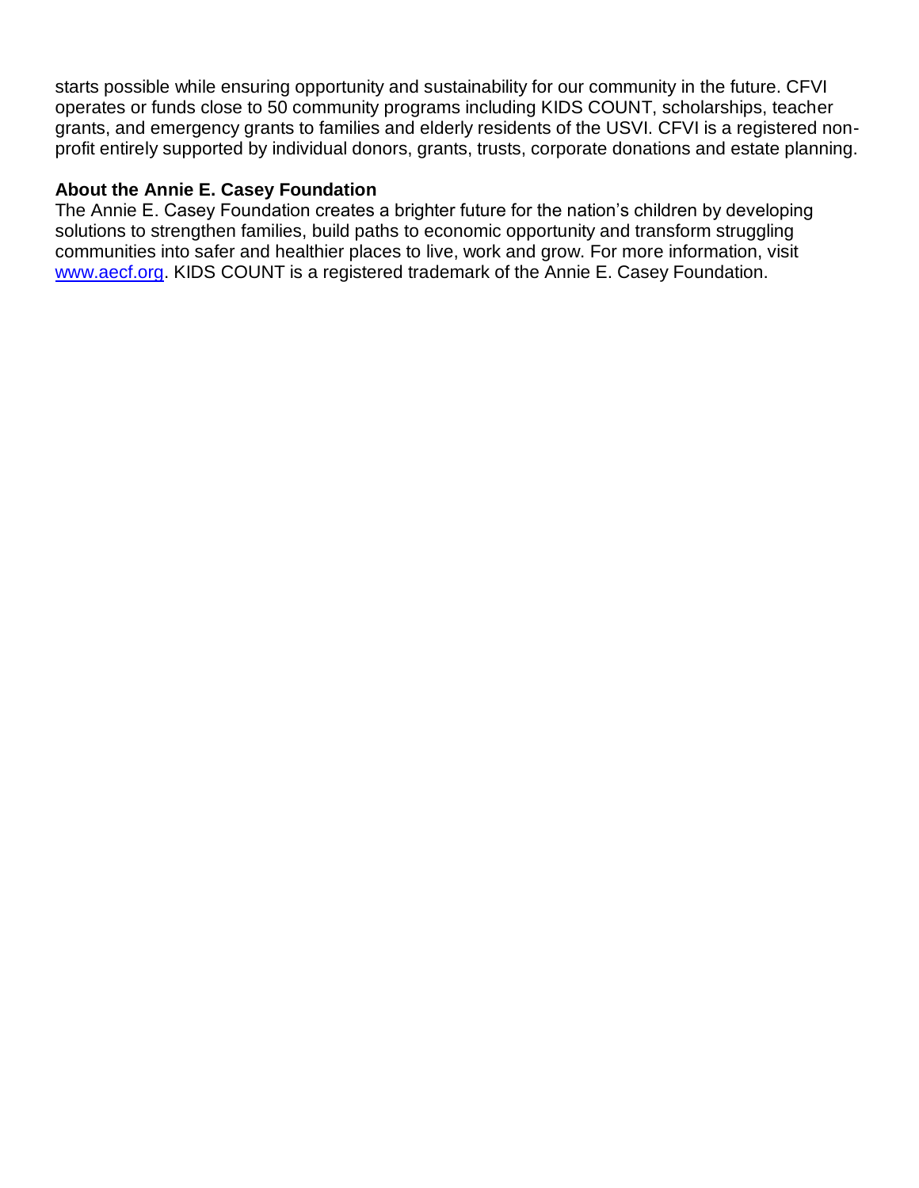starts possible while ensuring opportunity and sustainability for our community in the future. CFVI operates or funds close to 50 community programs including KIDS COUNT, scholarships, teacher grants, and emergency grants to families and elderly residents of the USVI. CFVI is a registered non-profit entirely supported by individual donors, grants, trusts, corporate donations and estate planning.

**About the Annie E. Casey Foundation**

The Annie E. Casey Foundation creates a brighter future for the nation's children by developing solutions to strengthen families, build paths to economic opportunity and transform struggling communities into safer and healthier places to live, work and grow. For more information, visit [www.aecf.org](http://www.aecf.org). KIDS COUNT is a registered trademark of the Annie E. Casey Foundation.